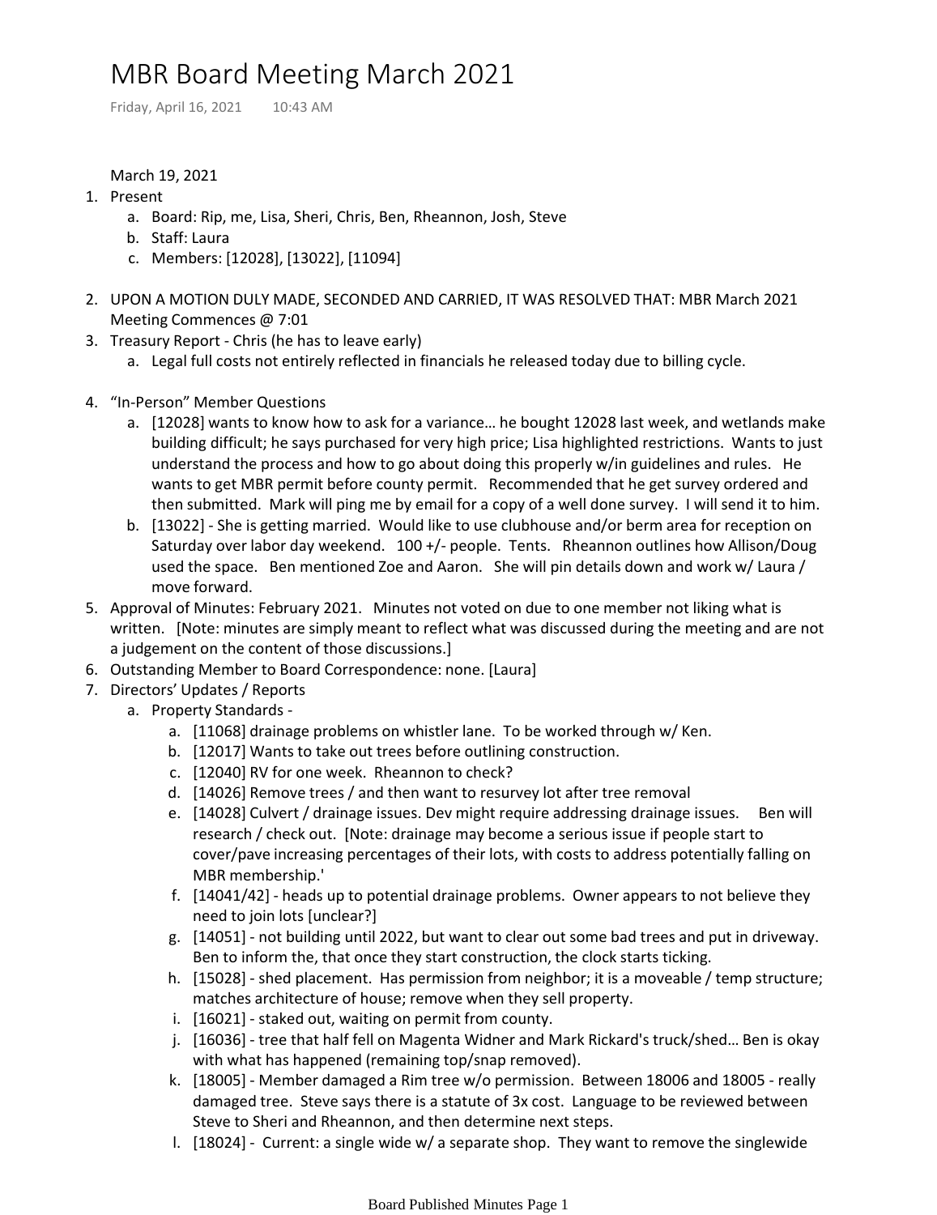# MBR Board Meeting March 2021

Friday, April 16, 2021 10:43 AM

March 19, 2021

1. Present
    a. Board: Rip, me, Lisa, Sheri, Chris, Ben, Rheannon, Josh, Steve
    b. Staff: Laura
    c. Members: [12028], [13022], [11094]
2. UPON A MOTION DULY MADE, SECONDED AND CARRIED, IT WAS RESOLVED THAT: MBR March 2021 Meeting Commences @ 7:01
3. Treasury Report - Chris (he has to leave early)
    a. Legal full costs not entirely reflected in financials he released today due to billing cycle.
4. "In-Person" Member Questions
    a. [12028] wants to know how to ask for a variance… he bought 12028 last week, and wetlands make building difficult; he says purchased for very high price; Lisa highlighted restrictions. Wants to just understand the process and how to go about doing this properly w/in guidelines and rules. He wants to get MBR permit before county permit. Recommended that he get survey ordered and then submitted. Mark will ping me by email for a copy of a well done survey. I will send it to him.
    b. [13022] - She is getting married. Would like to use clubhouse and/or berm area for reception on Saturday over labor day weekend. 100 +/- people. Tents. Rheannon outlines how Allison/Doug used the space. Ben mentioned Zoe and Aaron. She will pin details down and work w/ Laura / move forward.
5. Approval of Minutes: February 2021. Minutes not voted on due to one member not liking what is written. [Note: minutes are simply meant to reflect what was discussed during the meeting and are not a judgement on the content of those discussions.]
6. Outstanding Member to Board Correspondence: none. [Laura]
7. Directors' Updates / Reports
    a. Property Standards -
        a. [11068] drainage problems on whistler lane. To be worked through w/ Ken.
        b. [12017] Wants to take out trees before outlining construction.
        c. [12040] RV for one week. Rheannon to check?
        d. [14026] Remove trees / and then want to resurvey lot after tree removal
        e. [14028] Culvert / drainage issues. Dev might require addressing drainage issues. Ben will research / check out. [Note: drainage may become a serious issue if people start to cover/pave increasing percentages of their lots, with costs to address potentially falling on MBR membership.'
        f. [14041/42] - heads up to potential drainage problems. Owner appears to not believe they need to join lots [unclear?]
        g. [14051] - not building until 2022, but want to clear out some bad trees and put in driveway. Ben to inform the, that once they start construction, the clock starts ticking.
        h. [15028] - shed placement. Has permission from neighbor; it is a moveable / temp structure; matches architecture of house; remove when they sell property.
        i. [16021] - staked out, waiting on permit from county.
        j. [16036] - tree that half fell on Magenta Widner and Mark Rickard's truck/shed… Ben is okay with what has happened (remaining top/snap removed).
        k. [18005] - Member damaged a Rim tree w/o permission. Between 18006 and 18005 - really damaged tree. Steve says there is a statute of 3x cost. Language to be reviewed between Steve to Sheri and Rheannon, and then determine next steps.
        l. [18024] - Current: a single wide w/ a separate shop. They want to remove the singlewide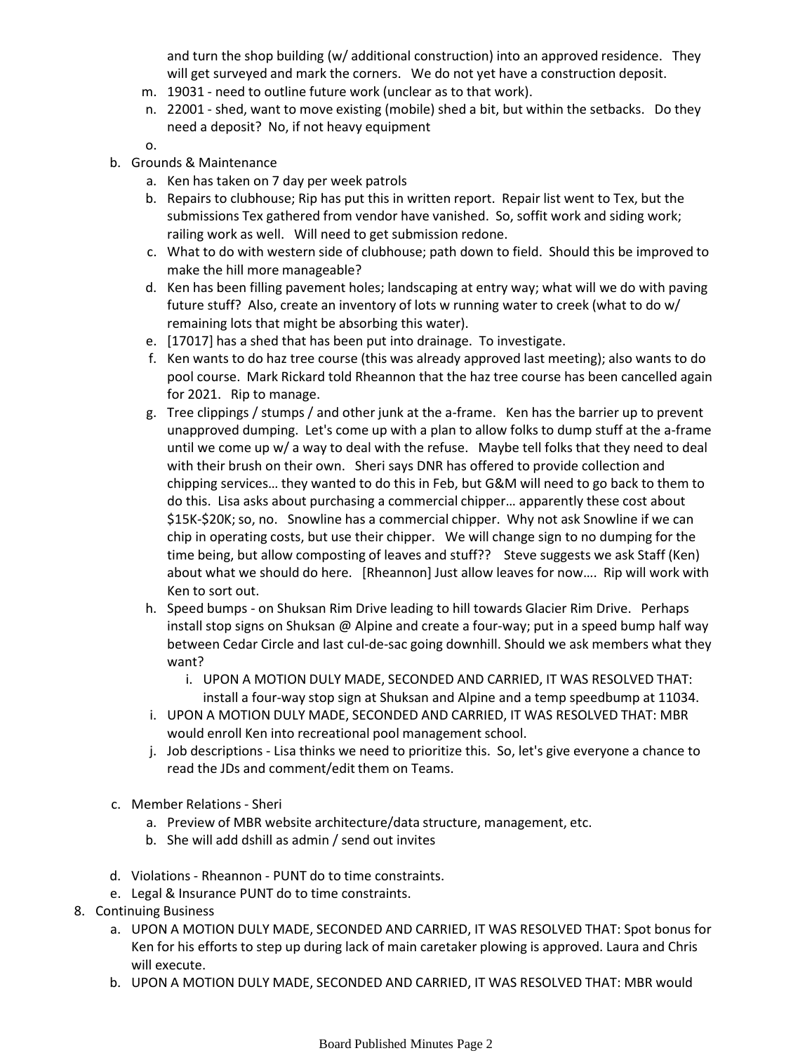and turn the shop building (w/ additional construction) into an approved residence. They will get surveyed and mark the corners. We do not yet have a construction deposit.

m. 19031 - need to outline future work (unclear as to that work).
n. 22001 - shed, want to move existing (mobile) shed a bit, but within the setbacks. Do they need a deposit? No, if not heavy equipment
o.

b. Grounds & Maintenance
   a. Ken has taken on 7 day per week patrols
   b. Repairs to clubhouse; Rip has put this in written report. Repair list went to Tex, but the submissions Tex gathered from vendor have vanished. So, soffit work and siding work; railing work as well. Will need to get submission redone.
   c. What to do with western side of clubhouse; path down to field. Should this be improved to make the hill more manageable?
   d. Ken has been filling pavement holes; landscaping at entry way; what will we do with paving future stuff? Also, create an inventory of lots w running water to creek (what to do w/ remaining lots that might be absorbing this water).
   e. [17017] has a shed that has been put into drainage. To investigate.
   f. Ken wants to do haz tree course (this was already approved last meeting); also wants to do pool course. Mark Rickard told Rheannon that the haz tree course has been cancelled again for 2021. Rip to manage.
   g. Tree clippings / stumps / and other junk at the a-frame. Ken has the barrier up to prevent unapproved dumping. Let's come up with a plan to allow folks to dump stuff at the a-frame until we come up w/ a way to deal with the refuse. Maybe tell folks that they need to deal with their brush on their own. Sheri says DNR has offered to provide collection and chipping services… they wanted to do this in Feb, but G&M will need to go back to them to do this. Lisa asks about purchasing a commercial chipper… apparently these cost about $15K-$20K; so, no. Snowline has a commercial chipper. Why not ask Snowline if we can chip in operating costs, but use their chipper. We will change sign to no dumping for the time being, but allow composting of leaves and stuff?? Steve suggests we ask Staff (Ken) about what we should do here. [Rheannon] Just allow leaves for now…. Rip will work with Ken to sort out.
   h. Speed bumps - on Shuksan Rim Drive leading to hill towards Glacier Rim Drive. Perhaps install stop signs on Shuksan @ Alpine and create a four-way; put in a speed bump half way between Cedar Circle and last cul-de-sac going downhill. Should we ask members what they want?
      i. UPON A MOTION DULY MADE, SECONDED AND CARRIED, IT WAS RESOLVED THAT: install a four-way stop sign at Shuksan and Alpine and a temp speedbump at 11034.
   i. UPON A MOTION DULY MADE, SECONDED AND CARRIED, IT WAS RESOLVED THAT: MBR would enroll Ken into recreational pool management school.
   j. Job descriptions - Lisa thinks we need to prioritize this. So, let's give everyone a chance to read the JDs and comment/edit them on Teams.

c. Member Relations - Sheri
   a. Preview of MBR website architecture/data structure, management, etc.
   b. She will add dshill as admin / send out invites

d. Violations - Rheannon - PUNT do to time constraints.
e. Legal & Insurance PUNT do to time constraints.

8. Continuing Business
   a. UPON A MOTION DULY MADE, SECONDED AND CARRIED, IT WAS RESOLVED THAT: Spot bonus for Ken for his efforts to step up during lack of main caretaker plowing is approved. Laura and Chris will execute.
   b. UPON A MOTION DULY MADE, SECONDED AND CARRIED, IT WAS RESOLVED THAT: MBR would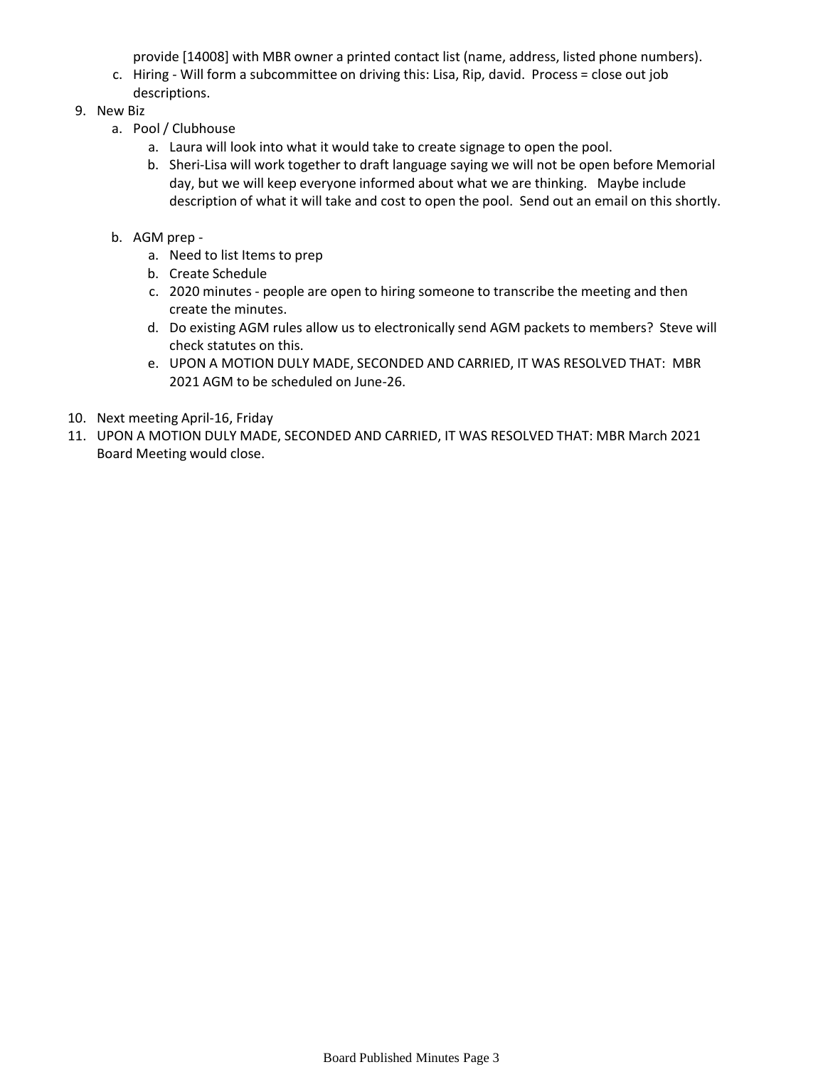provide [14008] with MBR owner a printed contact list (name, address, listed phone numbers).

   c. Hiring - Will form a subcommittee on driving this: Lisa, Rip, david. Process = close out job descriptions.

9. New Biz
   a. Pool / Clubhouse
      a. Laura will look into what it would take to create signage to open the pool.
      b. Sheri-Lisa will work together to draft language saying we will not be open before Memorial day, but we will keep everyone informed about what we are thinking. Maybe include description of what it will take and cost to open the pool. Send out an email on this shortly.

   b. AGM prep -
      a. Need to list Items to prep
      b. Create Schedule
      c. 2020 minutes - people are open to hiring someone to transcribe the meeting and then create the minutes.
      d. Do existing AGM rules allow us to electronically send AGM packets to members? Steve will check statutes on this.
      e. UPON A MOTION DULY MADE, SECONDED AND CARRIED, IT WAS RESOLVED THAT: MBR 2021 AGM to be scheduled on June-26.

10. Next meeting April-16, Friday
11. UPON A MOTION DULY MADE, SECONDED AND CARRIED, IT WAS RESOLVED THAT: MBR March 2021 Board Meeting would close.